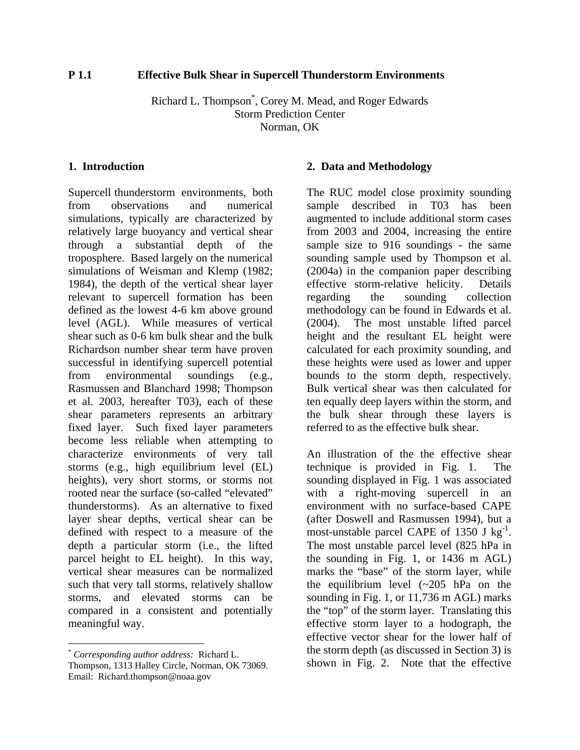**P 1.1 Effective Bulk Shear in Supercell Thunderstorm Environments**

Richard L. Thompson*, Corey M. Mead, and Roger Edwards
Storm Prediction Center
Norman, OK

## 1. Introduction

Supercell thunderstorm environments, both from observations and numerical simulations, typically are characterized by relatively large buoyancy and vertical shear through a substantial depth of the troposphere. Based largely on the numerical simulations of Weisman and Klemp (1982; 1984), the depth of the vertical shear layer relevant to supercell formation has been defined as the lowest 4-6 km above ground level (AGL). While measures of vertical shear such as 0-6 km bulk shear and the bulk Richardson number shear term have proven successful in identifying supercell potential from environmental soundings (e.g., Rasmussen and Blanchard 1998; Thompson et al. 2003, hereafter T03), each of these shear parameters represents an arbitrary fixed layer. Such fixed layer parameters become less reliable when attempting to characterize environments of very tall storms (e.g., high equilibrium level (EL) heights), very short storms, or storms not rooted near the surface (so-called "elevated" thunderstorms). As an alternative to fixed layer shear depths, vertical shear can be defined with respect to a measure of the depth a particular storm (i.e., the lifted parcel height to EL height). In this way, vertical shear measures can be normalized such that very tall storms, relatively shallow storms, and elevated storms can be compared in a consistent and potentially meaningful way.

## 2. Data and Methodology

The RUC model close proximity sounding sample described in T03 has been augmented to include additional storm cases from 2003 and 2004, increasing the entire sample size to 916 soundings - the same sounding sample used by Thompson et al. (2004a) in the companion paper describing effective storm-relative helicity. Details regarding the sounding collection methodology can be found in Edwards et al. (2004). The most unstable lifted parcel height and the resultant EL height were calculated for each proximity sounding, and these heights were used as lower and upper bounds to the storm depth, respectively. Bulk vertical shear was then calculated for ten equally deep layers within the storm, and the bulk shear through these layers is referred to as the effective bulk shear.

An illustration of the the effective shear technique is provided in Fig. 1. The sounding displayed in Fig. 1 was associated with a right-moving supercell in an environment with no surface-based CAPE (after Doswell and Rasmussen 1994), but a most-unstable parcel CAPE of 1350 J kg$^{-1}$. The most unstable parcel level (825 hPa in the sounding in Fig. 1, or 1436 m AGL) marks the "base" of the storm layer, while the equilibrium level (~205 hPa on the sounding in Fig. 1, or 11,736 m AGL) marks the "top" of the storm layer. Translating this effective storm layer to a hodograph, the effective vector shear for the lower half of the storm depth (as discussed in Section 3) is shown in Fig. 2. Note that the effective

* *Corresponding author address:* Richard L. Thompson, 1313 Halley Circle, Norman, OK 73069. Email: Richard.thompson@noaa.gov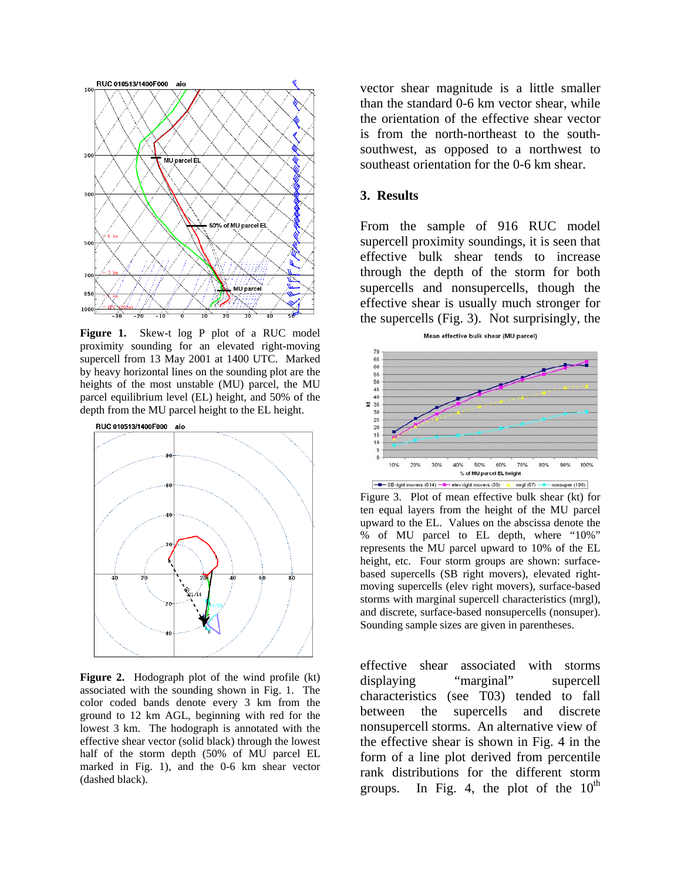Figure 1. Skew-t log P plot of a RUC model proximity sounding for an elevated right-moving supercell from 13 May 2001 at 1400 UTC. Marked by heavy horizontal lines on the sounding plot are the heights of the most unstable (MU) parcel, the MU parcel equilibrium level (EL) height, and 50% of the depth from the MU parcel height to the EL height.

**Figure 2.** Hodograph plot of the wind profile (kt) associated with the sounding shown in Fig. 1. The color coded bands denote every 3 km from the ground to 12 km AGL, beginning with red for the lowest 3 km. The hodograph is annotated with the effective shear vector (solid black) through the lowest half of the storm depth (50% of MU parcel EL marked in Fig. 1), and the 0-6 km shear vector (dashed black).

vector shear magnitude is a little smaller than the standard 0-6 km vector shear, while the orientation of the effective shear vector is from the north-northeast to the south-southwest, as opposed to a northwest to southeast orientation for the 0-6 km shear.

## 3. Results

From the sample of 916 RUC model supercell proximity soundings, it is seen that effective bulk shear tends to increase through the depth of the storm for both supercells and nonsupercells, though the effective shear is usually much stronger for the supercells (Fig. 3). Not surprisingly, the

Figure 3. Plot of mean effective bulk shear (kt) for ten equal layers from the height of the MU parcel upward to the EL. Values on the abscissa denote the % of MU parcel to EL depth, where "10%" represents the MU parcel upward to 10% of the EL height, etc. Four storm groups are shown: surface-based supercells (SB right movers), elevated right-moving supercells (elev right movers), surface-based storms with marginal supercell characteristics (mrgl), and discrete, surface-based nonsupercells (nonsuper). Sounding sample sizes are given in parentheses.

effective shear associated with storms displaying "marginal" supercell characteristics (see T03) tended to fall between the supercells and discrete nonsupercell storms. An alternative view of the effective shear is shown in Fig. 4 in the form of a line plot derived from percentile rank distributions for the different storm groups. In Fig. 4, the plot of the 10th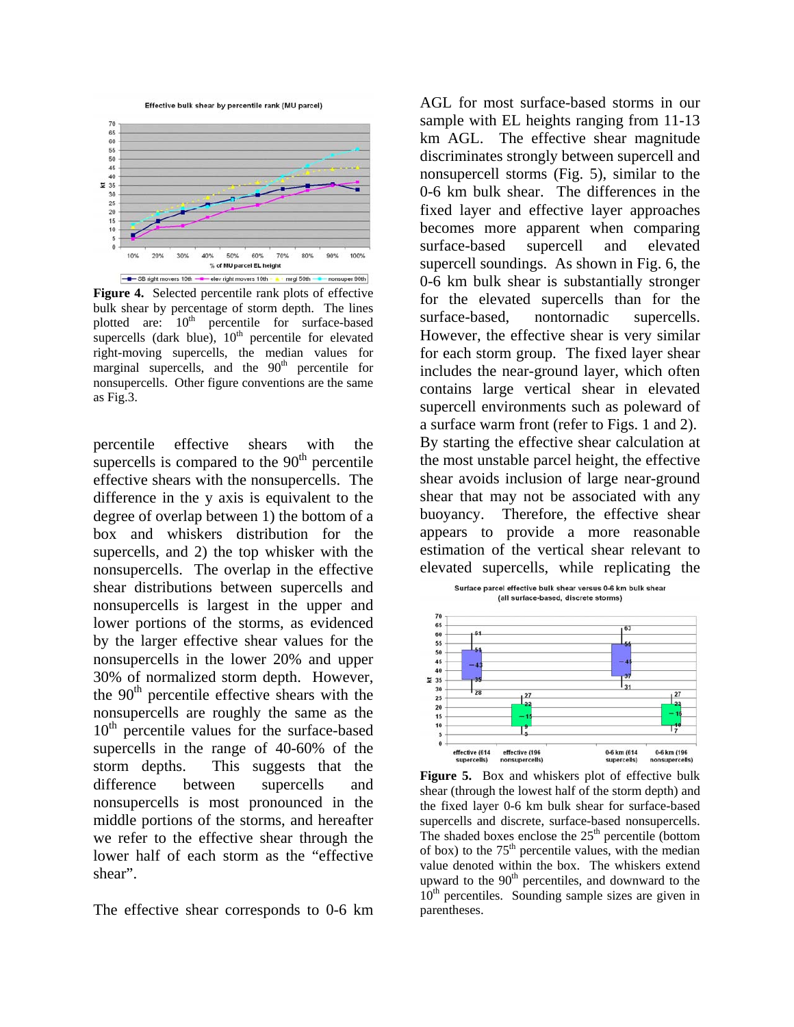**Figure 4.** Selected percentile rank plots of effective bulk shear by percentage of storm depth. The lines plotted are: 10th percentile for surface-based supercells (dark blue), 10th percentile for elevated right-moving supercells, the median values for marginal supercells, and the 90th percentile for nonsupercells. Other figure conventions are the same as Fig.3.

percentile effective shears with the supercells is compared to the 90th percentile effective shears with the nonsupercells. The difference in the y axis is equivalent to the degree of overlap between 1) the bottom of a box and whiskers distribution for the supercells, and 2) the top whisker with the nonsupercells. The overlap in the effective shear distributions between supercells and nonsupercells is largest in the upper and lower portions of the storms, as evidenced by the larger effective shear values for the nonsupercells in the lower 20% and upper 30% of normalized storm depth. However, the 90th percentile effective shears with the nonsupercells are roughly the same as the 10th percentile values for the surface-based supercells in the range of 40-60% of the storm depths. This suggests that the difference between supercells and nonsupercells is most pronounced in the middle portions of the storms, and hereafter we refer to the effective shear through the lower half of each storm as the "effective shear".

The effective shear corresponds to 0-6 km AGL for most surface-based storms in our sample with EL heights ranging from 11-13 km AGL. The effective shear magnitude discriminates strongly between supercell and nonsupercell storms (Fig. 5), similar to the 0-6 km bulk shear. The differences in the fixed layer and effective layer approaches becomes more apparent when comparing surface-based supercell and elevated supercell soundings. As shown in Fig. 6, the 0-6 km bulk shear is substantially stronger for the elevated supercells than for the surface-based, nontornadic supercells. However, the effective shear is very similar for each storm group. The fixed layer shear includes the near-ground layer, which often contains large vertical shear in elevated supercell environments such as poleward of a surface warm front (refer to Figs. 1 and 2). By starting the effective shear calculation at the most unstable parcel height, the effective shear avoids inclusion of large near-ground shear that may not be associated with any buoyancy. Therefore, the effective shear appears to provide a more reasonable estimation of the vertical shear relevant to elevated supercells, while replicating the

**Figure 5.** Box and whiskers plot of effective bulk shear (through the lowest half of the storm depth) and the fixed layer 0-6 km bulk shear for surface-based supercells and discrete, surface-based nonsupercells. The shaded boxes enclose the 25th percentile (bottom of box) to the 75th percentile values, with the median value denoted within the box. The whiskers extend upward to the 90th percentiles, and downward to the 10th percentiles. Sounding sample sizes are given in parentheses.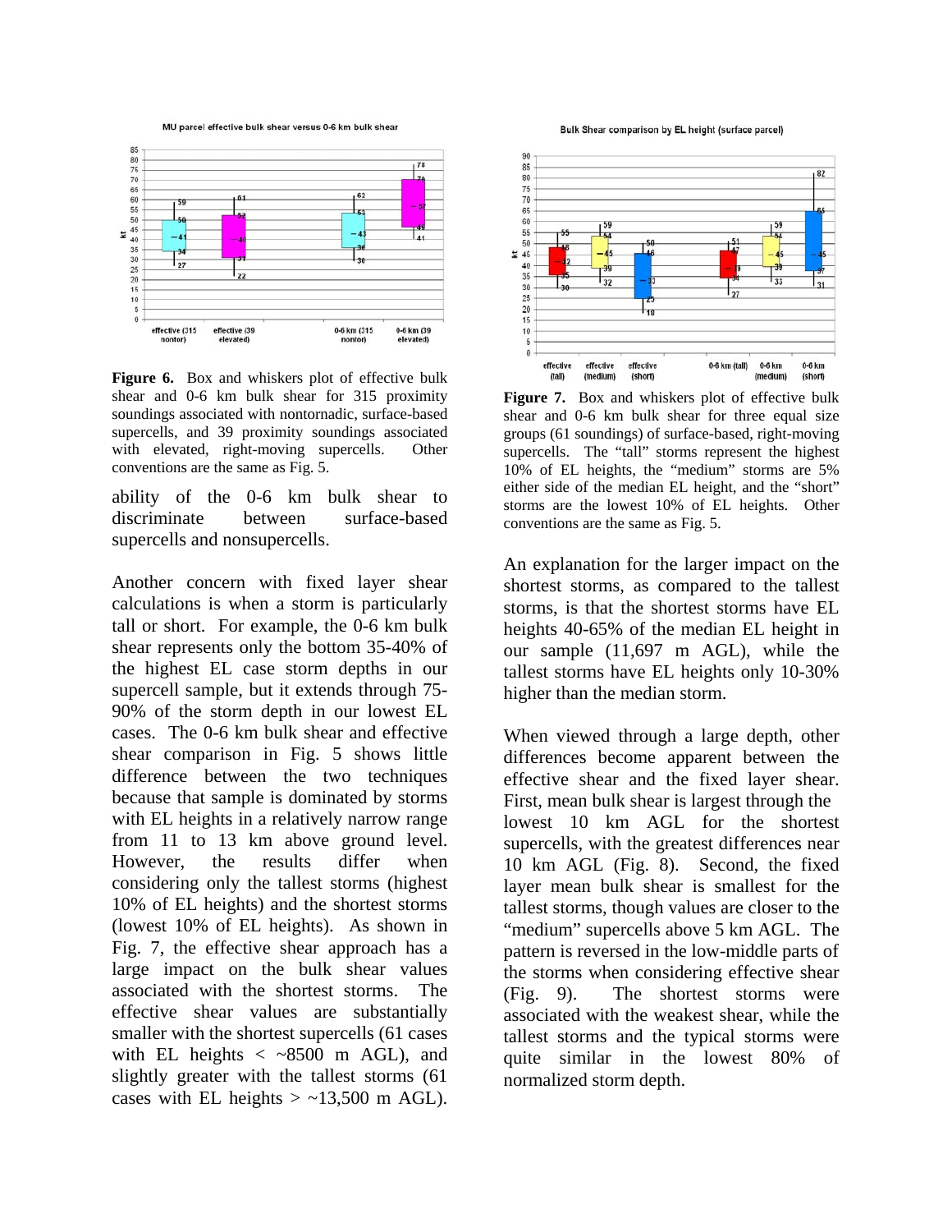**Figure 6.** Box and whiskers plot of effective bulk shear and 0-6 km bulk shear for 315 proximity soundings associated with nontornadic, surface-based supercells, and 39 proximity soundings associated with elevated, right-moving supercells. Other conventions are the same as Fig. 5.

ability of the 0-6 km bulk shear to discriminate between surface-based supercells and nonsupercells.

Another concern with fixed layer shear calculations is when a storm is particularly tall or short. For example, the 0-6 km bulk shear represents only the bottom 35-40% of the highest EL case storm depths in our supercell sample, but it extends through 75-90% of the storm depth in our lowest EL cases. The 0-6 km bulk shear and effective shear comparison in Fig. 5 shows little difference between the two techniques because that sample is dominated by storms with EL heights in a relatively narrow range from 11 to 13 km above ground level. However, the results differ when considering only the tallest storms (highest 10% of EL heights) and the shortest storms (lowest 10% of EL heights). As shown in Fig. 7, the effective shear approach has a large impact on the bulk shear values associated with the shortest storms. The effective shear values are substantially smaller with the shortest supercells (61 cases with EL heights < ~8500 m AGL), and slightly greater with the tallest storms (61 cases with EL heights > ~13,500 m AGL).

**Figure 7.** Box and whiskers plot of effective bulk shear and 0-6 km bulk shear for three equal size groups (61 soundings) of surface-based, right-moving supercells. The "tall" storms represent the highest 10% of EL heights, the "medium" storms are 5% either side of the median EL height, and the "short" storms are the lowest 10% of EL heights. Other conventions are the same as Fig. 5.

An explanation for the larger impact on the shortest storms, as compared to the tallest storms, is that the shortest storms have EL heights 40-65% of the median EL height in our sample (11,697 m AGL), while the tallest storms have EL heights only 10-30% higher than the median storm.

When viewed through a large depth, other differences become apparent between the effective shear and the fixed layer shear. First, mean bulk shear is largest through the lowest 10 km AGL for the shortest supercells, with the greatest differences near 10 km AGL (Fig. 8). Second, the fixed layer mean bulk shear is smallest for the tallest storms, though values are closer to the "medium" supercells above 5 km AGL. The pattern is reversed in the low-middle parts of the storms when considering effective shear (Fig. 9). The shortest storms were associated with the weakest shear, while the tallest storms and the typical storms were quite similar in the lowest 80% of normalized storm depth.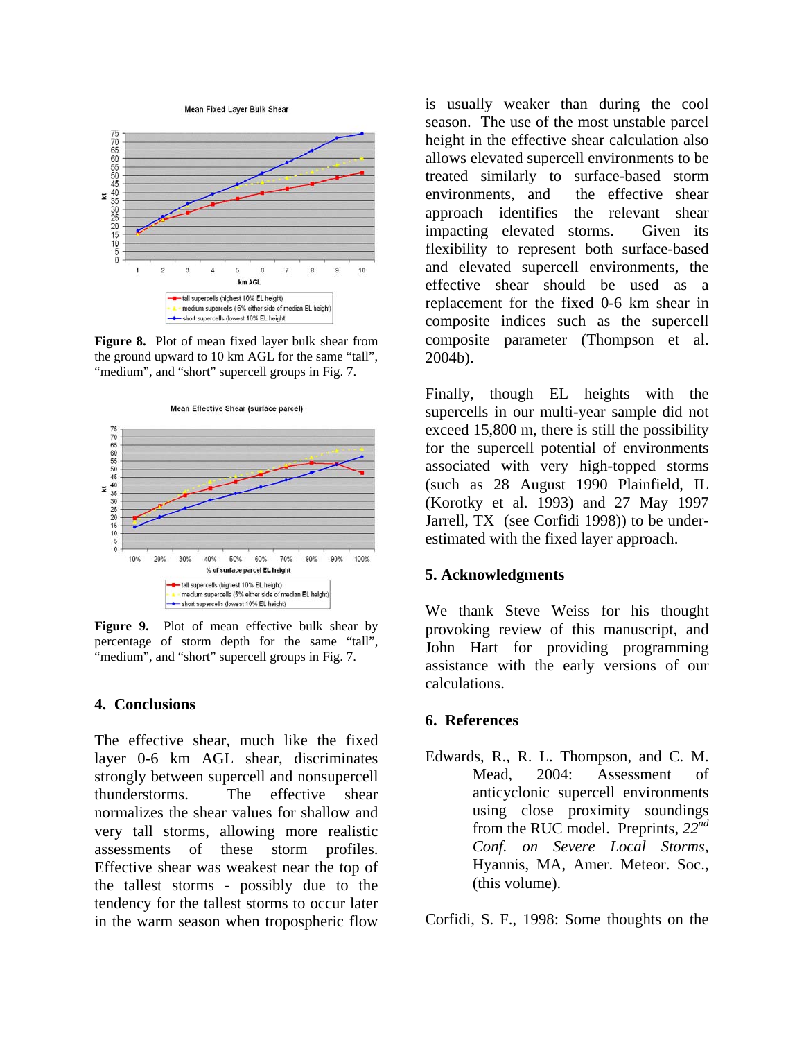**Figure 8.** Plot of mean fixed layer bulk shear from the ground upward to 10 km AGL for the same "tall", "medium", and "short" supercell groups in Fig. 7.

**Figure 9.** Plot of mean effective bulk shear by percentage of storm depth for the same "tall", "medium", and "short" supercell groups in Fig. 7.

## 4. Conclusions

The effective shear, much like the fixed layer 0-6 km AGL shear, discriminates strongly between supercell and nonsupercell thunderstorms. The effective shear normalizes the shear values for shallow and very tall storms, allowing more realistic assessments of these storm profiles. Effective shear was weakest near the top of the tallest storms - possibly due to the tendency for the tallest storms to occur later in the warm season when tropospheric flow is usually weaker than during the cool season. The use of the most unstable parcel height in the effective shear calculation also allows elevated supercell environments to be treated similarly to surface-based storm environments, and the effective shear approach identifies the relevant shear impacting elevated storms. Given its flexibility to represent both surface-based and elevated supercell environments, the effective shear should be used as a replacement for the fixed 0-6 km shear in composite indices such as the supercell composite parameter (Thompson et al. 2004b).

Finally, though EL heights with the supercells in our multi-year sample did not exceed 15,800 m, there is still the possibility for the supercell potential of environments associated with very high-topped storms (such as 28 August 1990 Plainfield, IL (Korotky et al. 1993) and 27 May 1997 Jarrell, TX (see Corfidi 1998)) to be under-estimated with the fixed layer approach.

## 5. Acknowledgments

We thank Steve Weiss for his thought provoking review of this manuscript, and John Hart for providing programming assistance with the early versions of our calculations.

## 6. References

Edwards, R., R. L. Thompson, and C. M. Mead, 2004: Assessment of anticyclonic supercell environments using close proximity soundings from the RUC model. Preprints, *22nd Conf. on Severe Local Storms*, Hyannis, MA, Amer. Meteor. Soc., (this volume).

Corfidi, S. F., 1998: Some thoughts on the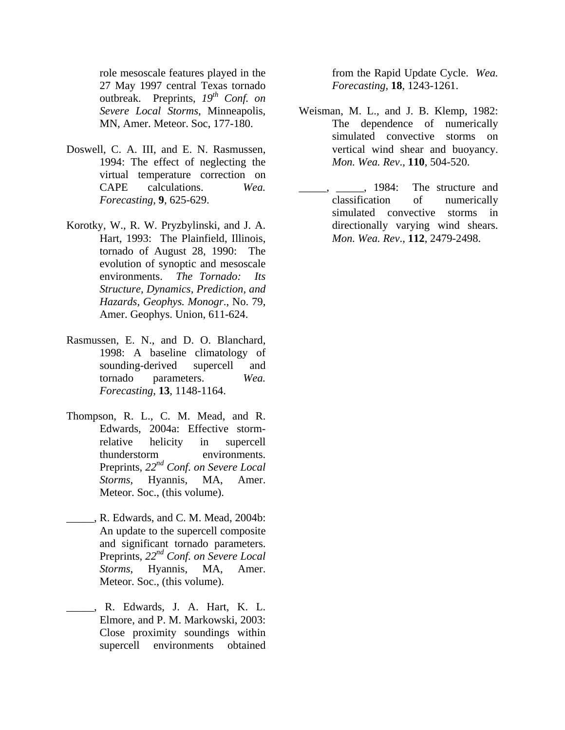role mesoscale features played in the 27 May 1997 central Texas tornado outbreak. Preprints, *19th Conf. on Severe Local Storms*, Minneapolis, MN, Amer. Meteor. Soc, 177-180.

Doswell, C. A. III, and E. N. Rasmussen, 1994: The effect of neglecting the virtual temperature correction on CAPE calculations. *Wea. Forecasting*, **9**, 625-629.

Korotky, W., R. W. Pryzbylinski, and J. A. Hart, 1993: The Plainfield, Illinois, tornado of August 28, 1990: The evolution of synoptic and mesoscale environments. *The Tornado: Its Structure, Dynamics, Prediction, and Hazards*, *Geophys. Monogr*., No. 79, Amer. Geophys. Union, 611-624.

Rasmussen, E. N., and D. O. Blanchard, 1998: A baseline climatology of sounding-derived supercell and tornado parameters. *Wea. Forecasting*, **13**, 1148-1164.

Thompson, R. L., C. M. Mead, and R. Edwards, 2004a: Effective storm-relative helicity in supercell thunderstorm environments. Preprints, *22nd Conf. on Severe Local Storms*, Hyannis, MA, Amer. Meteor. Soc., (this volume).

_____, R. Edwards, and C. M. Mead, 2004b: An update to the supercell composite and significant tornado parameters. Preprints, *22nd Conf. on Severe Local Storms*, Hyannis, MA, Amer. Meteor. Soc., (this volume).

_____, R. Edwards, J. A. Hart, K. L. Elmore, and P. M. Markowski, 2003: Close proximity soundings within supercell environments obtained from the Rapid Update Cycle. *Wea. Forecasting*, **18**, 1243-1261.

Weisman, M. L., and J. B. Klemp, 1982: The dependence of numerically simulated convective storms on vertical wind shear and buoyancy. *Mon. Wea. Rev*., **110**, 504-520.

_____, _____, 1984: The structure and classification of numerically simulated convective storms in directionally varying wind shears. *Mon. Wea. Rev*., **112**, 2479-2498.